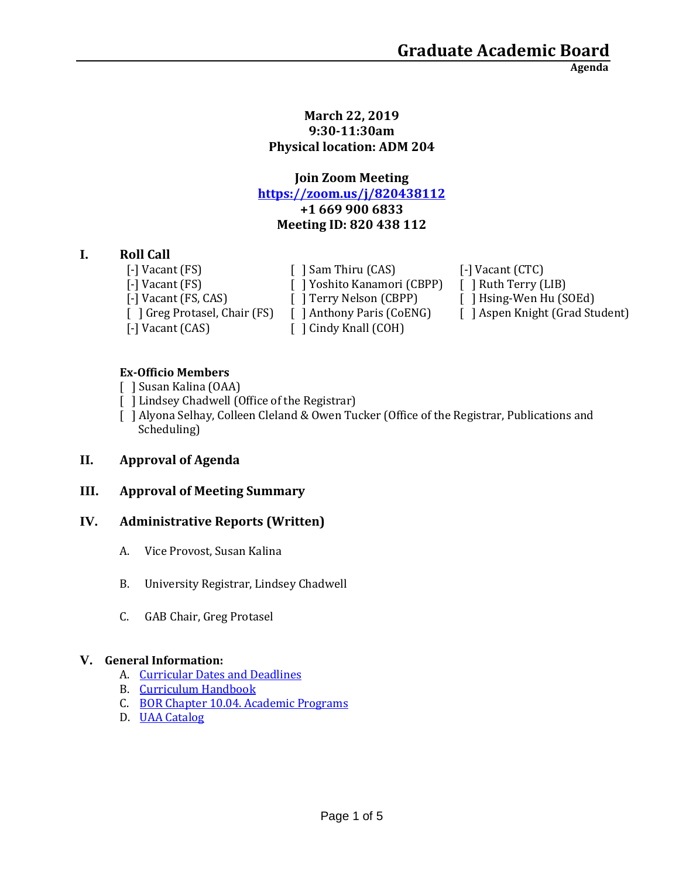# Graduate Academic Board

**Agenda**

**March 22, 2019**
**9:30-11:30am**
**Physical location: ADM 204**

**Join Zoom Meeting**
**[https://zoom.us/j/820438112](https://zoom.us/j/820438112)**
**+1 669 900 6833**
**Meeting ID: 820 438 112**

## I. Roll Call

[-] Vacant (FS)
[-] Vacant (FS)
[-] Vacant (FS, CAS)
[ ] Greg Protasel, Chair (FS)
[-] Vacant (CAS)
[ ] Sam Thiru (CAS)
[ ] Yoshito Kanamori (CBPP)
[ ] Terry Nelson (CBPP)
[ ] Anthony Paris (CoENG)
[ ] Cindy Knall (COH)
[-] Vacant (CTC)
[ ] Ruth Terry (LIB)
[ ] Hsing-Wen Hu (SOEd)
[ ] Aspen Knight (Grad Student)

**Ex-Officio Members**

[ ] Susan Kalina (OAA)
[ ] Lindsey Chadwell (Office of the Registrar)
[ ] Alyona Selhay, Colleen Cleland & Owen Tucker (Office of the Registrar, Publications and Scheduling)

## II. Approval of Agenda

## III. Approval of Meeting Summary

## IV. Administrative Reports (Written)

A. Vice Provost, Susan Kalina

B. University Registrar, Lindsey Chadwell

C. GAB Chair, Greg Protasel

## V. General Information:

A. Curricular Dates and Deadlines
B. Curriculum Handbook
C. BOR Chapter 10.04. Academic Programs
D. UAA Catalog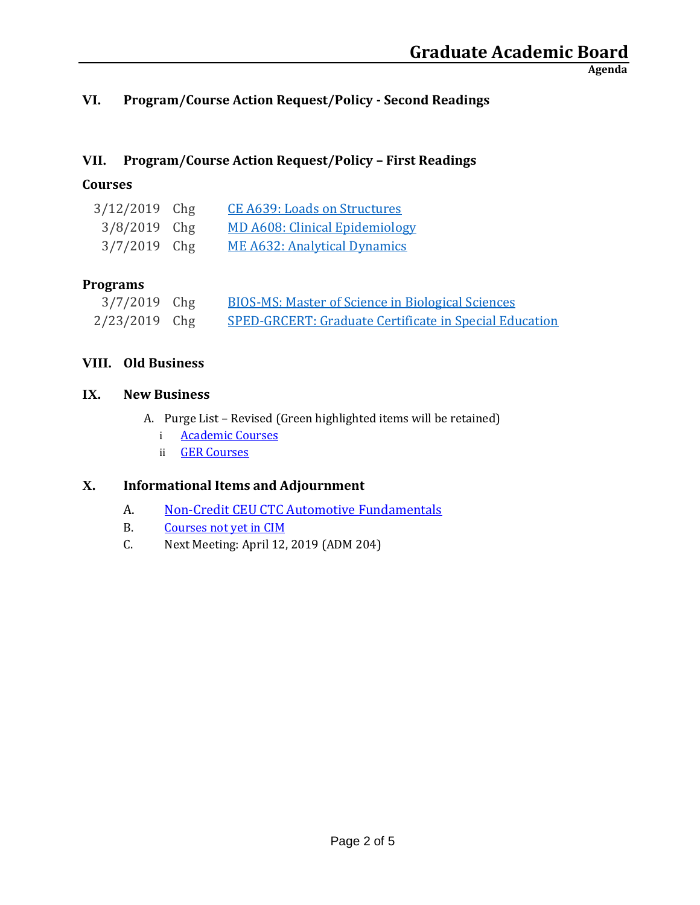## VI. Program/Course Action Request/Policy - Second Readings

## VII. Program/Course Action Request/Policy – First Readings

### Courses

| | | |
|---|---|---|
| 3/12/2019 | Chg | CE A639: Loads on Structures |
| 3/8/2019 | Chg | MD A608: Clinical Epidemiology |
| 3/7/2019 | Chg | ME A632: Analytical Dynamics |

### Programs

| | | |
|---|---|---|
| 3/7/2019 | Chg | BIOS-MS: Master of Science in Biological Sciences |
| 2/23/2019 | Chg | SPED-GRCERT: Graduate Certificate in Special Education |

## VIII. Old Business

## IX. New Business

A. Purge List – Revised (Green highlighted items will be retained)
   - i Academic Courses
   - ii GER Courses

## X. Informational Items and Adjournment

A. Non-Credit CEU CTC Automotive Fundamentals

B. Courses not yet in CIM

C. Next Meeting: April 12, 2019 (ADM 204)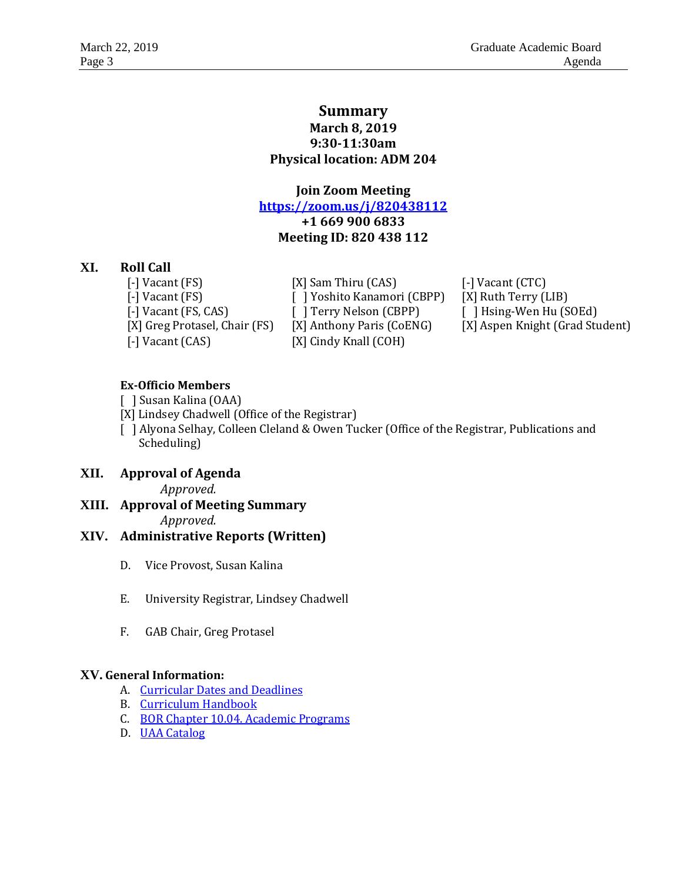# Summary

**March 8, 2019**
**9:30-11:30am**
**Physical location: ADM 204**

**Join Zoom Meeting**
**https://zoom.us/j/820438112**
**+1 669 900 6833**
**Meeting ID: 820 438 112**

## XI. Roll Call

[-] Vacant (FS)
[-] Vacant (FS)
[-] Vacant (FS, CAS)
[X] Greg Protasel, Chair (FS)
[-] Vacant (CAS)
[X] Sam Thiru (CAS)
[ ] Yoshito Kanamori (CBPP)
[ ] Terry Nelson (CBPP)
[X] Anthony Paris (CoENG)
[X] Cindy Knall (COH)
[-] Vacant (CTC)
[X] Ruth Terry (LIB)
[ ] Hsing-Wen Hu (SOEd)
[X] Aspen Knight (Grad Student)

**Ex-Officio Members**

[ ] Susan Kalina (OAA)
[X] Lindsey Chadwell (Office of the Registrar)
[ ] Alyona Selhay, Colleen Cleland & Owen Tucker (Office of the Registrar, Publications and Scheduling)

## XII. Approval of Agenda

*Approved.*

## XIII. Approval of Meeting Summary

*Approved.*

## XIV. Administrative Reports (Written)

D. Vice Provost, Susan Kalina

E. University Registrar, Lindsey Chadwell

F. GAB Chair, Greg Protasel

## XV. General Information:

A. Curricular Dates and Deadlines
B. Curriculum Handbook
C. BOR Chapter 10.04. Academic Programs
D. UAA Catalog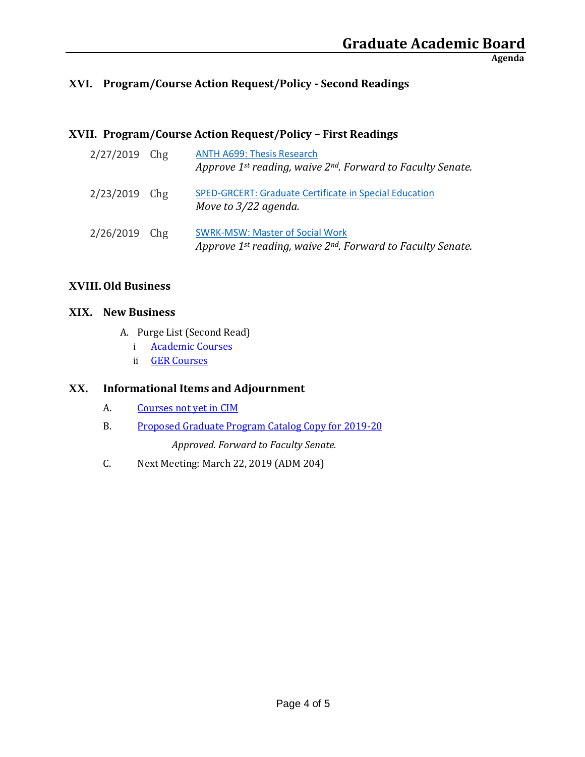## XVI. Program/Course Action Request/Policy - Second Readings

## XVII. Program/Course Action Request/Policy – First Readings

| | | |
|---|---|---|
| 2/27/2019 | Chg | ANTH A699: Thesis Research<br>*Approve 1st reading, waive 2nd. Forward to Faculty Senate.* |
| 2/23/2019 | Chg | SPED-GRCERT: Graduate Certificate in Special Education<br>*Move to 3/22 agenda.* |
| 2/26/2019 | Chg | SWRK-MSW: Master of Social Work<br>*Approve 1st reading, waive 2nd. Forward to Faculty Senate.* |

## XVIII. Old Business

## XIX. New Business

A. Purge List (Second Read)
   - i Academic Courses
   - ii GER Courses

## XX. Informational Items and Adjournment

A. Courses not yet in CIM

B. Proposed Graduate Program Catalog Copy for 2019-20

   *Approved. Forward to Faculty Senate.*

C. Next Meeting: March 22, 2019 (ADM 204)